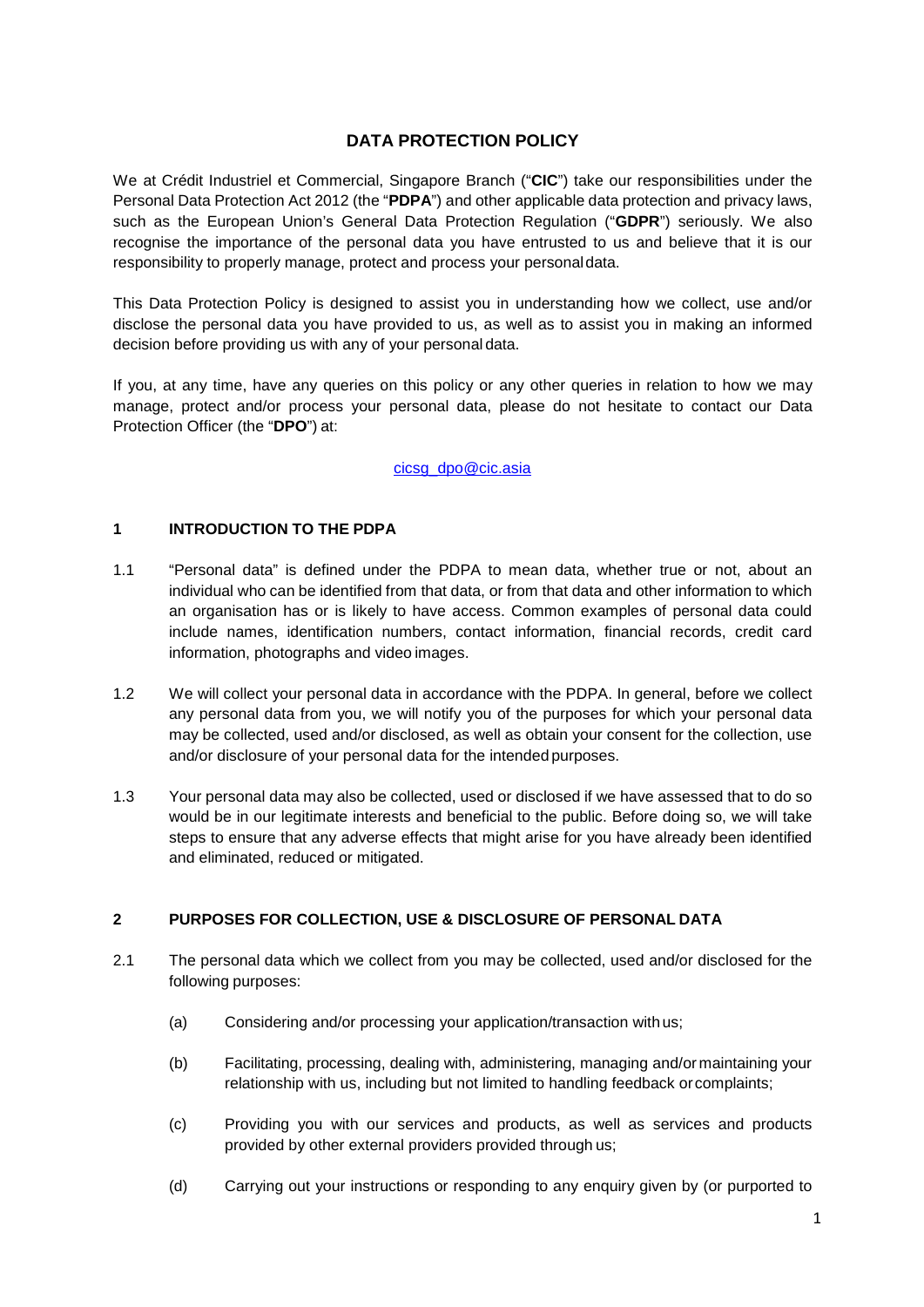# DATA PROTECTION POLICY

We at Crédit Industriel et Commercial, Singapore Branch ("**CIC**") take our responsibilities under the Personal Data Protection Act 2012 (the "**PDPA**") and other applicable data protection and privacy laws, such as the European Union's General Data Protection Regulation ("**GDPR**") seriously. We also recognise the importance of the personal data you have entrusted to us and believe that it is our responsibility to properly manage, protect and process your personal data.

This Data Protection Policy is designed to assist you in understanding how we collect, use and/or disclose the personal data you have provided to us, as well as to assist you in making an informed decision before providing us with any of your personal data.

If you, at any time, have any queries on this policy or any other queries in relation to how we may manage, protect and/or process your personal data, please do not hesitate to contact our Data Protection Officer (the "**DPO**") at:

cicsg_dpo@cic.asia

## 1 INTRODUCTION TO THE PDPA

1.1 "Personal data" is defined under the PDPA to mean data, whether true or not, about an individual who can be identified from that data, or from that data and other information to which an organisation has or is likely to have access. Common examples of personal data could include names, identification numbers, contact information, financial records, credit card information, photographs and video images.

1.2 We will collect your personal data in accordance with the PDPA. In general, before we collect any personal data from you, we will notify you of the purposes for which your personal data may be collected, used and/or disclosed, as well as obtain your consent for the collection, use and/or disclosure of your personal data for the intended purposes.

1.3 Your personal data may also be collected, used or disclosed if we have assessed that to do so would be in our legitimate interests and beneficial to the public. Before doing so, we will take steps to ensure that any adverse effects that might arise for you have already been identified and eliminated, reduced or mitigated.

## 2 PURPOSES FOR COLLECTION, USE & DISCLOSURE OF PERSONAL DATA

2.1 The personal data which we collect from you may be collected, used and/or disclosed for the following purposes:

(a) Considering and/or processing your application/transaction with us;

(b) Facilitating, processing, dealing with, administering, managing and/or maintaining your relationship with us, including but not limited to handling feedback or complaints;

(c) Providing you with our services and products, as well as services and products provided by other external providers provided through us;

(d) Carrying out your instructions or responding to any enquiry given by (or purported to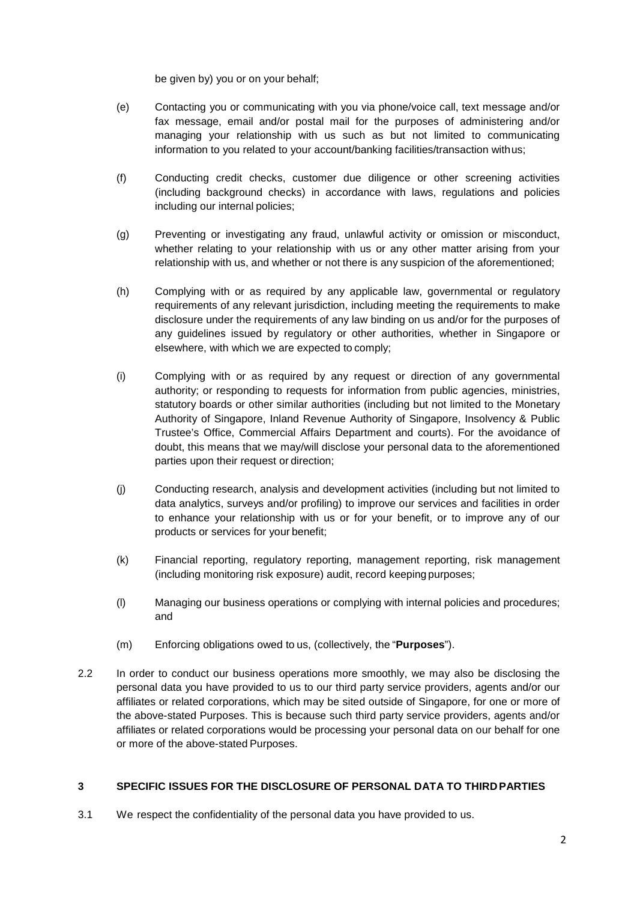be given by) you or on your behalf;

(e) Contacting you or communicating with you via phone/voice call, text message and/or fax message, email and/or postal mail for the purposes of administering and/or managing your relationship with us such as but not limited to communicating information to you related to your account/banking facilities/transaction with us;

(f) Conducting credit checks, customer due diligence or other screening activities (including background checks) in accordance with laws, regulations and policies including our internal policies;

(g) Preventing or investigating any fraud, unlawful activity or omission or misconduct, whether relating to your relationship with us or any other matter arising from your relationship with us, and whether or not there is any suspicion of the aforementioned;

(h) Complying with or as required by any applicable law, governmental or regulatory requirements of any relevant jurisdiction, including meeting the requirements to make disclosure under the requirements of any law binding on us and/or for the purposes of any guidelines issued by regulatory or other authorities, whether in Singapore or elsewhere, with which we are expected to comply;

(i) Complying with or as required by any request or direction of any governmental authority; or responding to requests for information from public agencies, ministries, statutory boards or other similar authorities (including but not limited to the Monetary Authority of Singapore, Inland Revenue Authority of Singapore, Insolvency & Public Trustee's Office, Commercial Affairs Department and courts). For the avoidance of doubt, this means that we may/will disclose your personal data to the aforementioned parties upon their request or direction;

(j) Conducting research, analysis and development activities (including but not limited to data analytics, surveys and/or profiling) to improve our services and facilities in order to enhance your relationship with us or for your benefit, or to improve any of our products or services for your benefit;

(k) Financial reporting, regulatory reporting, management reporting, risk management (including monitoring risk exposure) audit, record keeping purposes;

(l) Managing our business operations or complying with internal policies and procedures; and

(m) Enforcing obligations owed to us, (collectively, the "**Purposes**").

2.2 In order to conduct our business operations more smoothly, we may also be disclosing the personal data you have provided to us to our third party service providers, agents and/or our affiliates or related corporations, which may be sited outside of Singapore, for one or more of the above-stated Purposes. This is because such third party service providers, agents and/or affiliates or related corporations would be processing your personal data on our behalf for one or more of the above-stated Purposes.

## 3 SPECIFIC ISSUES FOR THE DISCLOSURE OF PERSONAL DATA TO THIRD PARTIES

3.1 We respect the confidentiality of the personal data you have provided to us.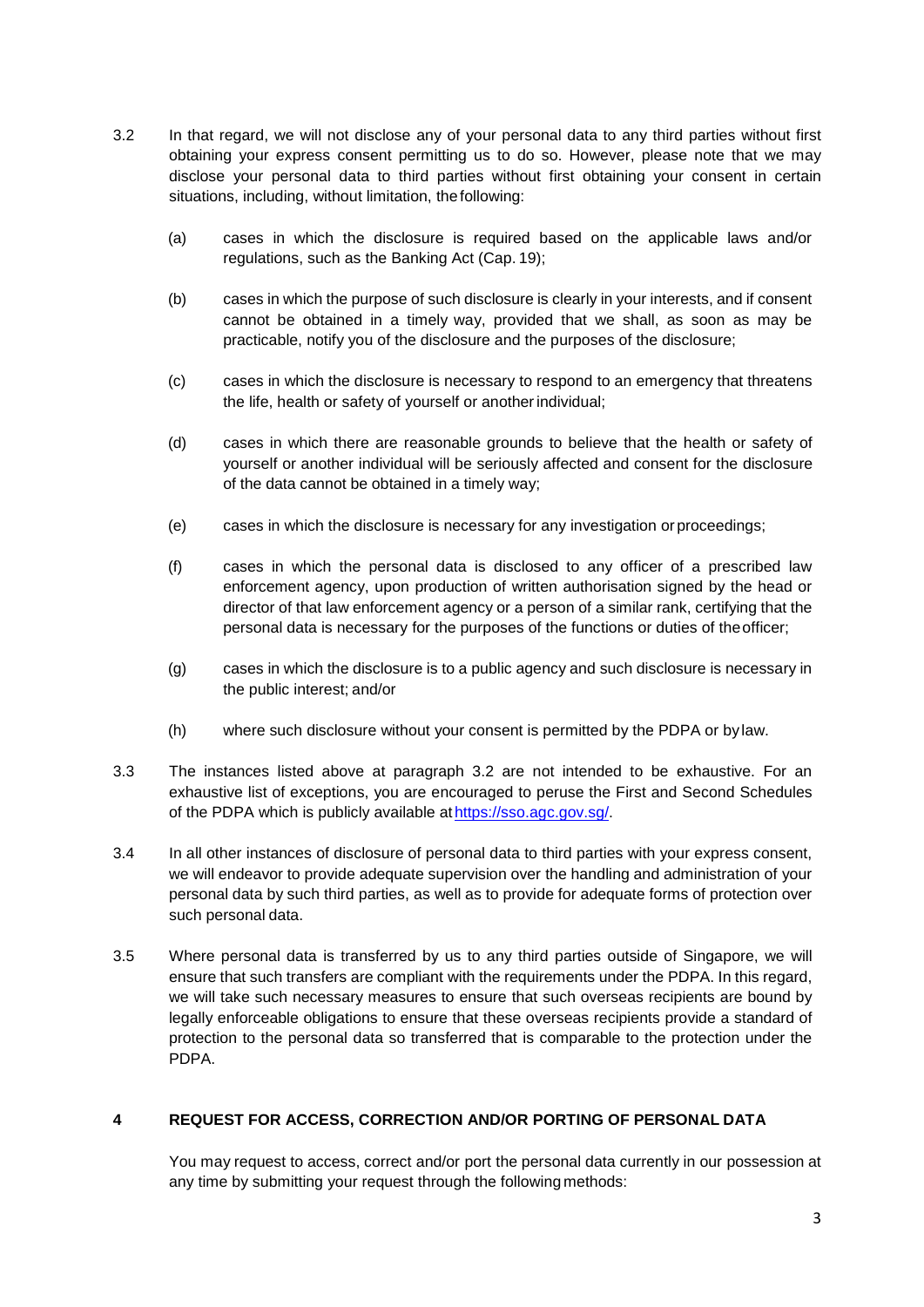3.2 In that regard, we will not disclose any of your personal data to any third parties without first obtaining your express consent permitting us to do so. However, please note that we may disclose your personal data to third parties without first obtaining your consent in certain situations, including, without limitation, the following:

(a) cases in which the disclosure is required based on the applicable laws and/or regulations, such as the Banking Act (Cap. 19);

(b) cases in which the purpose of such disclosure is clearly in your interests, and if consent cannot be obtained in a timely way, provided that we shall, as soon as may be practicable, notify you of the disclosure and the purposes of the disclosure;

(c) cases in which the disclosure is necessary to respond to an emergency that threatens the life, health or safety of yourself or another individual;

(d) cases in which there are reasonable grounds to believe that the health or safety of yourself or another individual will be seriously affected and consent for the disclosure of the data cannot be obtained in a timely way;

(e) cases in which the disclosure is necessary for any investigation or proceedings;

(f) cases in which the personal data is disclosed to any officer of a prescribed law enforcement agency, upon production of written authorisation signed by the head or director of that law enforcement agency or a person of a similar rank, certifying that the personal data is necessary for the purposes of the functions or duties of the officer;

(g) cases in which the disclosure is to a public agency and such disclosure is necessary in the public interest; and/or

(h) where such disclosure without your consent is permitted by the PDPA or by law.

3.3 The instances listed above at paragraph 3.2 are not intended to be exhaustive. For an exhaustive list of exceptions, you are encouraged to peruse the First and Second Schedules of the PDPA which is publicly available at https://sso.agc.gov.sg/.

3.4 In all other instances of disclosure of personal data to third parties with your express consent, we will endeavor to provide adequate supervision over the handling and administration of your personal data by such third parties, as well as to provide for adequate forms of protection over such personal data.

3.5 Where personal data is transferred by us to any third parties outside of Singapore, we will ensure that such transfers are compliant with the requirements under the PDPA. In this regard, we will take such necessary measures to ensure that such overseas recipients are bound by legally enforceable obligations to ensure that these overseas recipients provide a standard of protection to the personal data so transferred that is comparable to the protection under the PDPA.

## 4 REQUEST FOR ACCESS, CORRECTION AND/OR PORTING OF PERSONAL DATA

You may request to access, correct and/or port the personal data currently in our possession at any time by submitting your request through the following methods: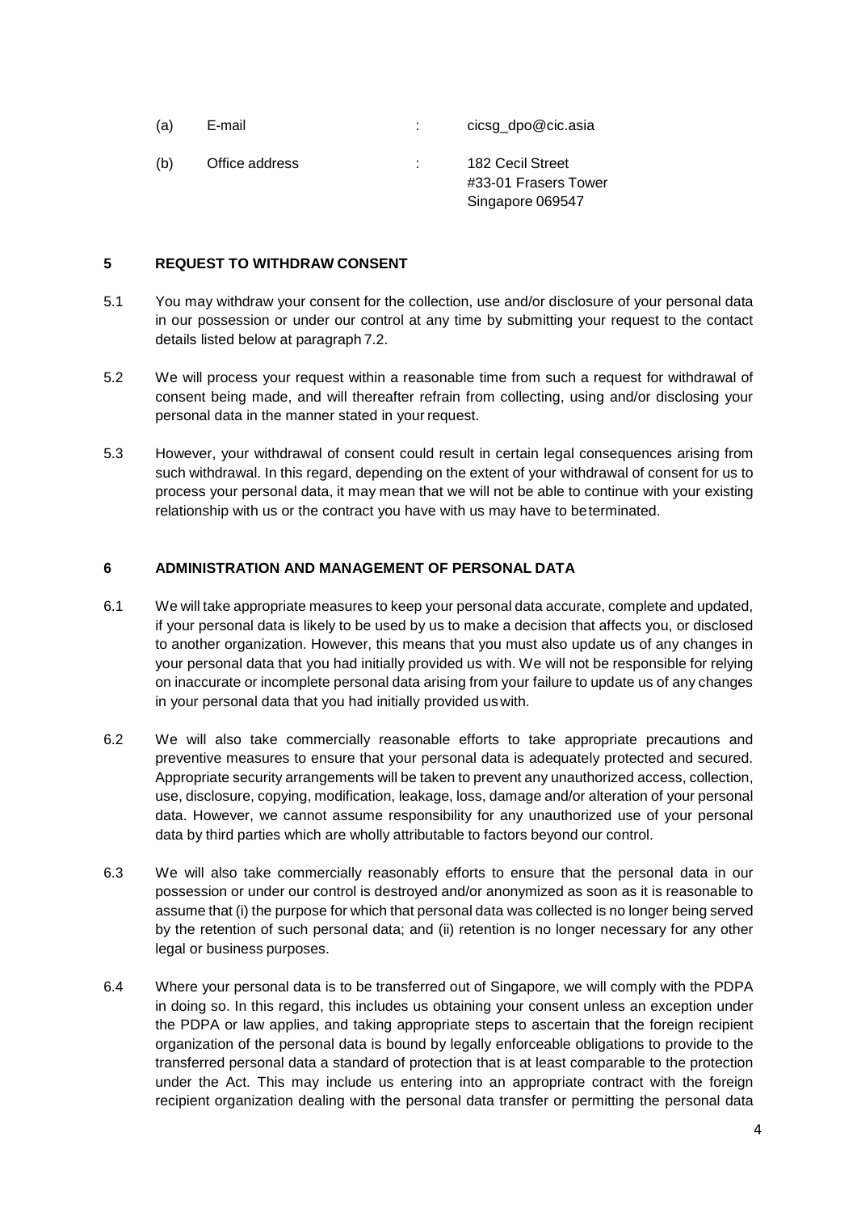(a) E-mail : cicsg_dpo@cic.asia

(b) Office address : 182 Cecil Street
#33-01 Frasers Tower
Singapore 069547

## 5 REQUEST TO WITHDRAW CONSENT

5.1 You may withdraw your consent for the collection, use and/or disclosure of your personal data in our possession or under our control at any time by submitting your request to the contact details listed below at paragraph 7.2.

5.2 We will process your request within a reasonable time from such a request for withdrawal of consent being made, and will thereafter refrain from collecting, using and/or disclosing your personal data in the manner stated in your request.

5.3 However, your withdrawal of consent could result in certain legal consequences arising from such withdrawal. In this regard, depending on the extent of your withdrawal of consent for us to process your personal data, it may mean that we will not be able to continue with your existing relationship with us or the contract you have with us may have to be terminated.

## 6 ADMINISTRATION AND MANAGEMENT OF PERSONAL DATA

6.1 We will take appropriate measures to keep your personal data accurate, complete and updated, if your personal data is likely to be used by us to make a decision that affects you, or disclosed to another organization. However, this means that you must also update us of any changes in your personal data that you had initially provided us with. We will not be responsible for relying on inaccurate or incomplete personal data arising from your failure to update us of any changes in your personal data that you had initially provided us with.

6.2 We will also take commercially reasonable efforts to take appropriate precautions and preventive measures to ensure that your personal data is adequately protected and secured. Appropriate security arrangements will be taken to prevent any unauthorized access, collection, use, disclosure, copying, modification, leakage, loss, damage and/or alteration of your personal data. However, we cannot assume responsibility for any unauthorized use of your personal data by third parties which are wholly attributable to factors beyond our control.

6.3 We will also take commercially reasonably efforts to ensure that the personal data in our possession or under our control is destroyed and/or anonymized as soon as it is reasonable to assume that (i) the purpose for which that personal data was collected is no longer being served by the retention of such personal data; and (ii) retention is no longer necessary for any other legal or business purposes.

6.4 Where your personal data is to be transferred out of Singapore, we will comply with the PDPA in doing so. In this regard, this includes us obtaining your consent unless an exception under the PDPA or law applies, and taking appropriate steps to ascertain that the foreign recipient organization of the personal data is bound by legally enforceable obligations to provide to the transferred personal data a standard of protection that is at least comparable to the protection under the Act. This may include us entering into an appropriate contract with the foreign recipient organization dealing with the personal data transfer or permitting the personal data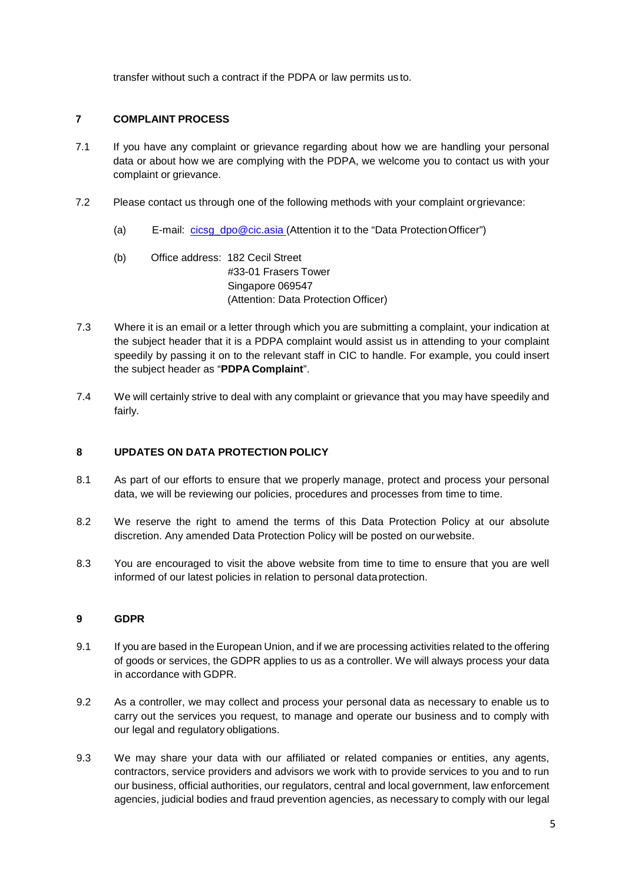transfer without such a contract if the PDPA or law permits us to.

## 7 COMPLAINT PROCESS

7.1 If you have any complaint or grievance regarding about how we are handling your personal data or about how we are complying with the PDPA, we welcome you to contact us with your complaint or grievance.

7.2 Please contact us through one of the following methods with your complaint or grievance:

(a) E-mail: cicsg_dpo@cic.asia (Attention it to the "Data Protection Officer")

(b) Office address: 182 Cecil Street
#33-01 Frasers Tower
Singapore 069547
(Attention: Data Protection Officer)

7.3 Where it is an email or a letter through which you are submitting a complaint, your indication at the subject header that it is a PDPA complaint would assist us in attending to your complaint speedily by passing it on to the relevant staff in CIC to handle. For example, you could insert the subject header as "**PDPA Complaint**".

7.4 We will certainly strive to deal with any complaint or grievance that you may have speedily and fairly.

## 8 UPDATES ON DATA PROTECTION POLICY

8.1 As part of our efforts to ensure that we properly manage, protect and process your personal data, we will be reviewing our policies, procedures and processes from time to time.

8.2 We reserve the right to amend the terms of this Data Protection Policy at our absolute discretion. Any amended Data Protection Policy will be posted on our website.

8.3 You are encouraged to visit the above website from time to time to ensure that you are well informed of our latest policies in relation to personal data protection.

## 9 GDPR

9.1 If you are based in the European Union, and if we are processing activities related to the offering of goods or services, the GDPR applies to us as a controller. We will always process your data in accordance with GDPR.

9.2 As a controller, we may collect and process your personal data as necessary to enable us to carry out the services you request, to manage and operate our business and to comply with our legal and regulatory obligations.

9.3 We may share your data with our affiliated or related companies or entities, any agents, contractors, service providers and advisors we work with to provide services to you and to run our business, official authorities, our regulators, central and local government, law enforcement agencies, judicial bodies and fraud prevention agencies, as necessary to comply with our legal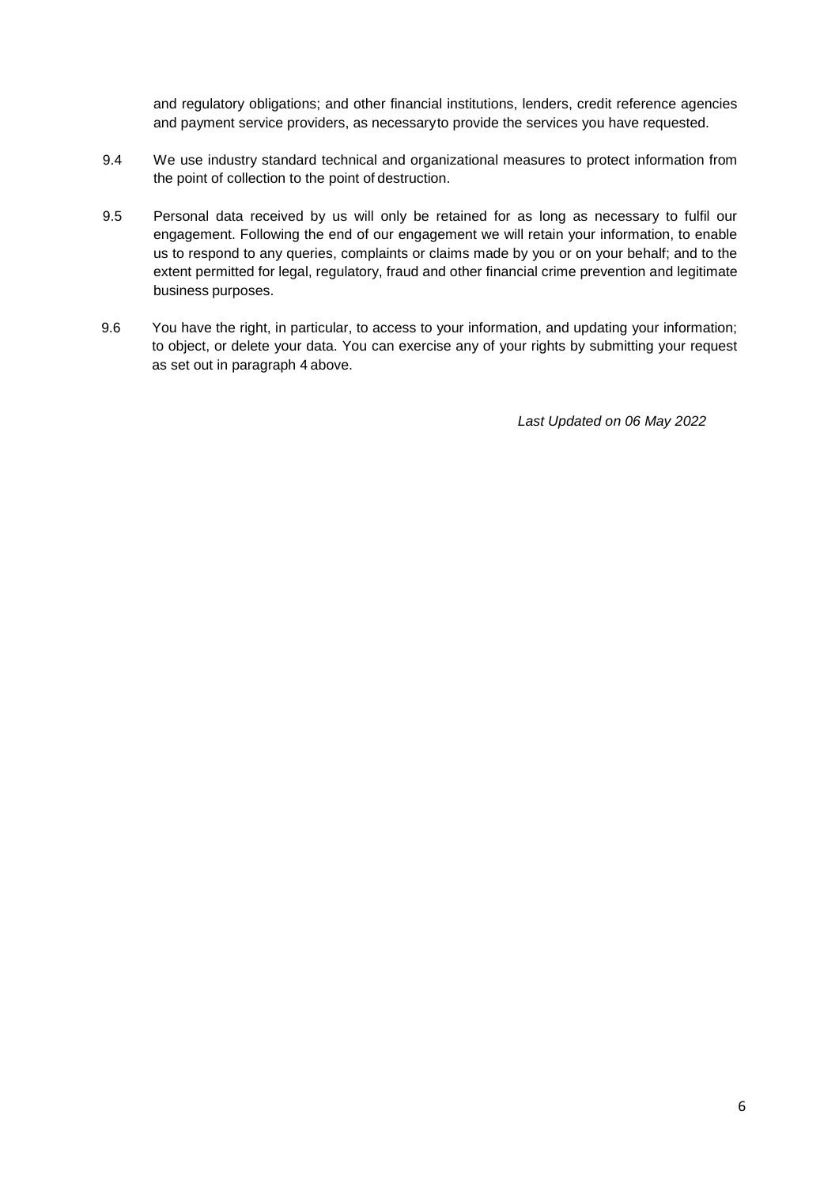and regulatory obligations; and other financial institutions, lenders, credit reference agencies and payment service providers, as necessary to provide the services you have requested.

9.4 We use industry standard technical and organizational measures to protect information from the point of collection to the point of destruction.

9.5 Personal data received by us will only be retained for as long as necessary to fulfil our engagement. Following the end of our engagement we will retain your information, to enable us to respond to any queries, complaints or claims made by you or on your behalf; and to the extent permitted for legal, regulatory, fraud and other financial crime prevention and legitimate business purposes.

9.6 You have the right, in particular, to access to your information, and updating your information; to object, or delete your data. You can exercise any of your rights by submitting your request as set out in paragraph 4 above.

*Last Updated on 06 May 2022*